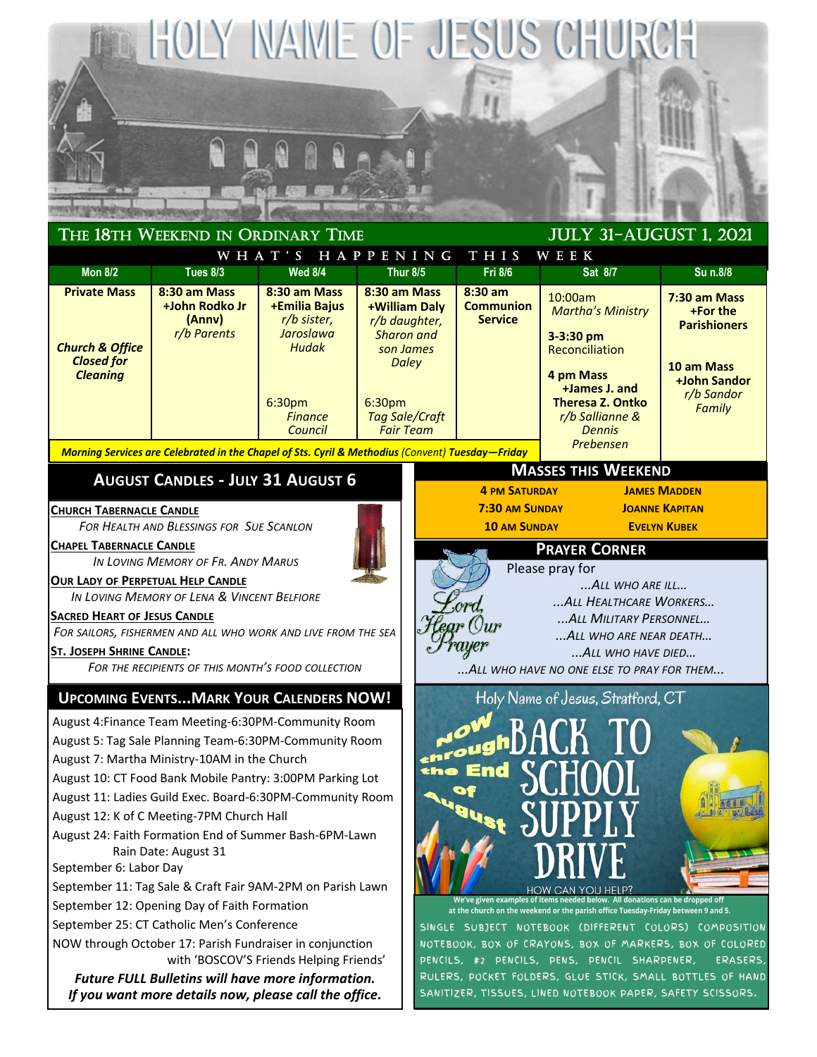# HOLY NAME OF JESUS CHURCH

## THE 18TH WEEKEND IN ORDINARY TIME — JULY 31–AUGUST 1, 2021

### WHAT'S HAPPENING THIS WEEK

| Mon 8/2 | Tues 8/3 | Wed 8/4 | Thur 8/5 | Fri 8/6 | Sat 8/7 | Su n.8/8 |
|---|---|---|---|---|---|---|
| **Private Mass** <br><br> ***Church & Office Closed for Cleaning*** | **8:30 am Mass** <br> **+John Rodko Jr (Annv)** <br> *r/b Parents* | **8:30 am Mass** <br> **+Emilia Bajus** <br> *r/b sister, Jaroslawa Hudak* <br><br> 6:30pm <br> *Finance Council* | **8:30 am Mass** <br> **+William Daly** <br> *r/b daughter, Sharon and son James Daley* <br><br> 6:30pm <br> *Tag Sale/Craft Fair Team* | **8:30 am Communion Service** | 10:00am <br> *Martha's Ministry* <br><br> **3-3:30 pm** <br> Reconciliation <br><br> **4 pm Mass** <br> **+James J. and Theresa Z. Ontko** <br> *r/b Sallianne & Dennis Prebensen* | **7:30 am Mass** <br> **+For the Parishioners** <br><br> **10 am Mass** <br> **+John Sandor** <br> *r/b Sandor Family* |

***Morning Services are Celebrated in the Chapel of Sts. Cyril & Methodius** (Convent) **Tuesday—Friday***

## AUGUST CANDLES - JULY 31 AUGUST 6

**CHURCH TABERNACLE CANDLE**
*FOR HEALTH AND BLESSINGS FOR SUE SCANLON*

**CHAPEL TABERNACLE CANDLE**
*IN LOVING MEMORY OF FR. ANDY MARUS*

**OUR LADY OF PERPETUAL HELP CANDLE**
*IN LOVING MEMORY OF LENA & VINCENT BELFIORE*

**SACRED HEART OF JESUS CANDLE**
*FOR SAILORS, FISHERMEN AND ALL WHO WORK AND LIVE FROM THE SEA*

**ST. JOSEPH SHRINE CANDLE:**
*FOR THE RECIPIENTS OF THIS MONTH'S FOOD COLLECTION*

## MASSES THIS WEEKEND

| | |
|---|---|
| **4 PM SATURDAY** | **JAMES MADDEN** |
| **7:30 AM SUNDAY** | **JOANNE KAPITAN** |
| **10 AM SUNDAY** | **EVELYN KUBEK** |

## PRAYER CORNER

*Lord, Hear Our Prayer*

Please pray for
*...ALL WHO ARE ILL...*
*...ALL HEALTHCARE WORKERS...*
*...ALL MILITARY PERSONNEL...*
*...ALL WHO ARE NEAR DEATH...*
*...ALL WHO HAVE DIED...*
*...ALL WHO HAVE NO ONE ELSE TO PRAY FOR THEM...*

## UPCOMING EVENTS...MARK YOUR CALENDERS NOW!

- August 4: Finance Team Meeting-6:30PM-Community Room
- August 5: Tag Sale Planning Team-6:30PM-Community Room
- August 7: Martha Ministry-10AM in the Church
- August 10: CT Food Bank Mobile Pantry: 3:00PM Parking Lot
- August 11: Ladies Guild Exec. Board-6:30PM-Community Room
- August 12: K of C Meeting-7PM Church Hall
- August 24: Faith Formation End of Summer Bash-6PM-Lawn
  Rain Date: August 31
- September 6: Labor Day
- September 11: Tag Sale & Craft Fair 9AM-2PM on Parish Lawn
- September 12: Opening Day of Faith Formation
- September 25: CT Catholic Men's Conference
- NOW through October 17: Parish Fundraiser in conjunction with 'BOSCOV'S Friends Helping Friends'

***Future FULL Bulletins will have more information.***
***If you want more details now, please call the office.***

## Holy Name of Jesus, Stratford, CT

## NOW through the End of August — BACK TO SCHOOL SUPPLY DRIVE

HOW CAN YOU HELP?

**We've given examples of items needed below. All donations can be dropped off at the church on the weekend or the parish office Tuesday-Friday between 9 and 5.**

SINGLE SUBJECT NOTEBOOK (DIFFERENT COLORS) COMPOSITION NOTEBOOK, BOX OF CRAYONS, BOX OF MARKERS, BOX OF COLORED PENCILS, #2 PENCILS, PENS, PENCIL SHARPENER, ERASERS, RULERS, POCKET FOLDERS, GLUE STICK, SMALL BOTTLES OF HAND SANITIZER, TISSUES, LINED NOTEBOOK PAPER, SAFETY SCISSORS.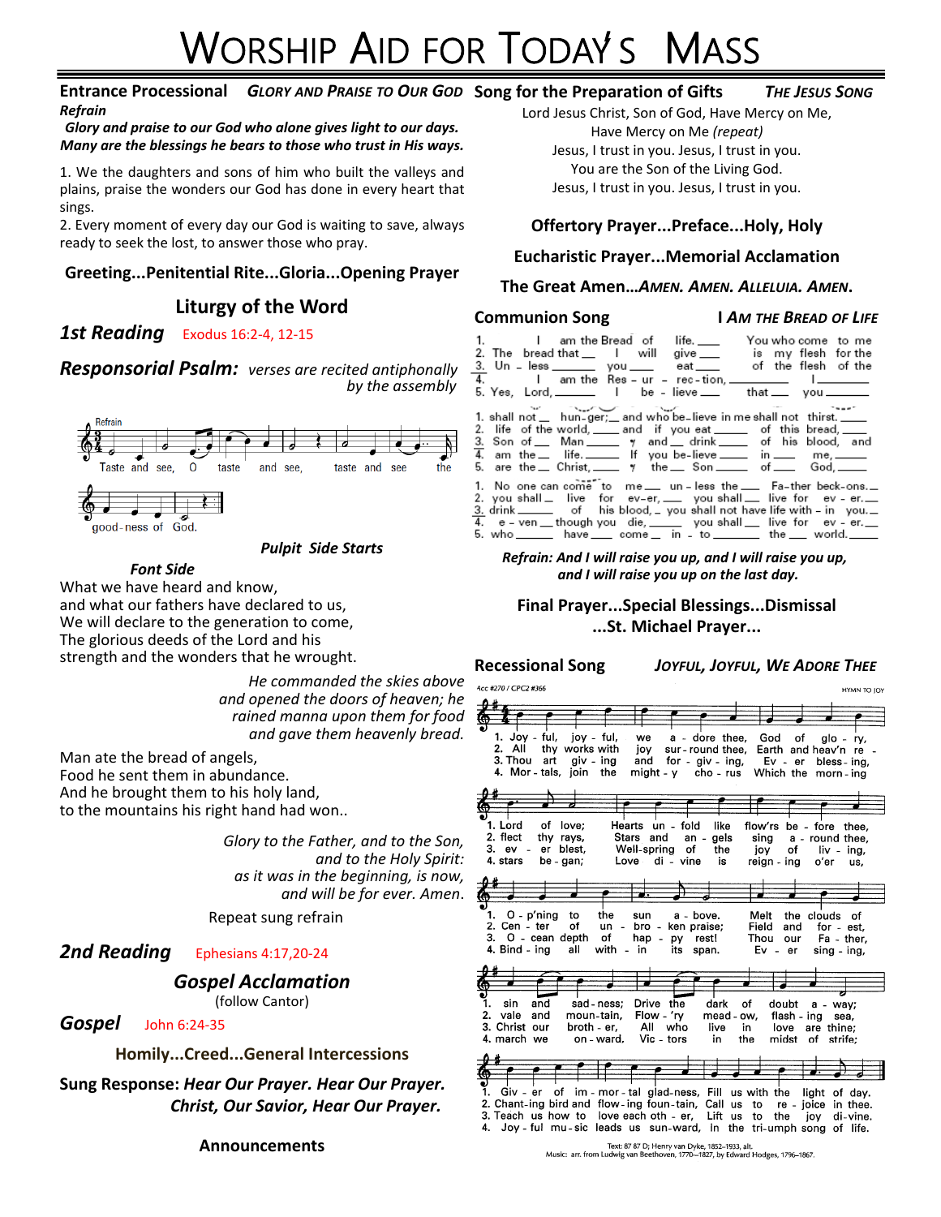# Worship Aid for Today's Mass

## Entrance Processional — *Glory and Praise to Our God*

*Refrain*

***Glory and praise to our God who alone gives light to our days. Many are the blessings he bears to those who trust in His ways.***

1. We the daughters and sons of him who built the valleys and plains, praise the wonders our God has done in every heart that sings.
2. Every moment of every day our God is waiting to save, always ready to seek the lost, to answer those who pray.

### Greeting...Penitential Rite...Gloria...Opening Prayer

## Liturgy of the Word

***1st Reading*** Exodus 16:2-4, 12-15

***Responsorial Psalm:*** *verses are recited antiphonally by the assembly*

Refrain

Taste and see, O taste and see, taste and see the good-ness of God.

***Pulpit Side Starts***

***Font Side***

What we have heard and know,
and what our fathers have declared to us,
We will declare to the generation to come,
The glorious deeds of the Lord and his
strength and the wonders that he wrought.

*He commanded the skies above*
*and opened the doors of heaven; he*
*rained manna upon them for food*
*and gave them heavenly bread.*

Man ate the bread of angels,
Food he sent them in abundance.
And he brought them to his holy land,
to the mountains his right hand had won..

*Glory to the Father, and to the Son,*
*and to the Holy Spirit:*
*as it was in the beginning, is now,*
*and will be for ever. Amen.*

Repeat sung refrain

***2nd Reading*** Ephesians 4:17,20-24

***Gospel Acclamation***

(follow Cantor)

***Gospel*** John 6:24-35

### Homily...Creed...General Intercessions

**Sung Response:** ***Hear Our Prayer. Hear Our Prayer. Christ, Our Savior, Hear Our Prayer.***

### Announcements

## Song for the Preparation of Gifts — *The Jesus Song*

Lord Jesus Christ, Son of God, Have Mercy on Me,
Have Mercy on Me *(repeat)*
Jesus, I trust in you. Jesus, I trust in you.
You are the Son of the Living God.
Jesus, I trust in you. Jesus, I trust in you.

### Offertory Prayer...Preface...Holy, Holy

### Eucharistic Prayer...Memorial Acclamation

### The Great Amen...*Amen. Amen. Alleluia. Amen.*

## Communion Song — *I Am the Bread of Life*

1. I am the Bread of life. You who come to me shall not hunger; and who believe in me shall not thirst. No one can come to me unless the Father beckons.
2. The bread that I will give is my flesh for the life of the world, and if you eat of this bread, you shall live for ever, you shall live for ever.
3. Unless you eat of the flesh of the Son of Man and drink of his blood, and drink of his blood, you shall not have life within you.
4. I am the Resurrection, I am the life. If you believe in me, even though you die, you shall live for ever.
5. Yes, Lord, I believe that you are the Christ, the Son of God, who have come into the world.

***Refrain: And I will raise you up, and I will raise you up, and I will raise you up on the last day.***

### Final Prayer...Special Blessings...Dismissal ...St. Michael Prayer...

## Recessional Song — *Joyful, Joyful, We Adore Thee*

Acc #270 / CPC2 #366 — HYMN TO JOY

1. Joyful, joyful, we adore thee, God of glory, Lord of love; Hearts unfold like flow'rs before thee, Opening to the sun above. Melt the clouds of sin and sadness; Drive the dark of doubt away; Giver of immortal gladness, Fill us with the light of day.
2. All thy works with joy surround thee, Earth and heav'n reflect thy rays, Stars and angels sing around thee, Center of unbroken praise; Field and forest, vale and mountain, Flow'ry meadow, flashing sea, Chanting bird and flowing fountain, Call us to rejoice in thee.
3. Thou art giving and forgiving, Ever blessing, ever blest, Well-spring of the joy of living, Ocean depth of happy rest! Thou our Father, Christ our brother, All who live in love are thine; Teach us how to love each other, Lift us to the joy divine.
4. Mortals, join the mighty chorus Which the morning stars began; Love divine is reigning o'er us, Binding all within its span. Ever singing, march we onward, Victors in the midst of strife; Joyful music leads us sunward, In the triumph song of life.

Text: 87 87 D; Henry van Dyke, 1852–1933, alt.
Music: arr. from Ludwig van Beethoven, 1770–1827, by Edward Hodges, 1796–1867.